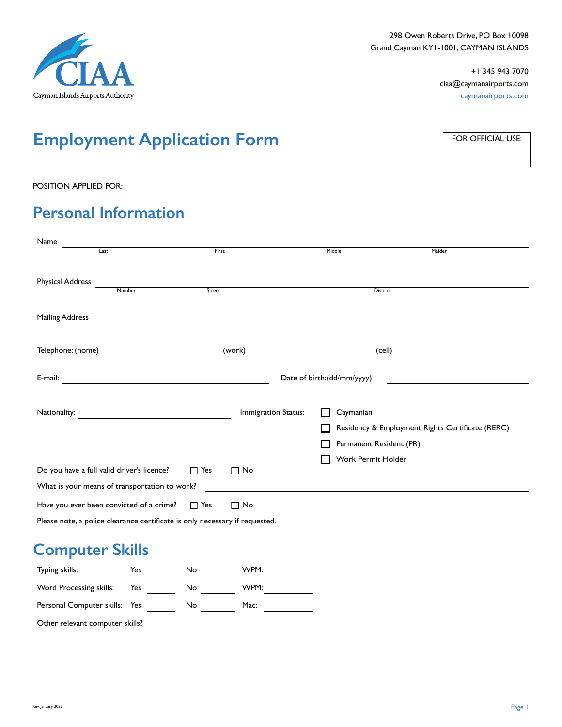Cayman Islands Airports Authority

298 Owen Roberts Drive, PO Box 10098
Grand Cayman KY1-1001, CAYMAN ISLANDS

+1 345 943 7070
ciaa@caymanairports.com
caymanairports.com

# Employment Application Form

FOR OFFICIAL USE:

POSITION APPLIED FOR: ______________________________

## Personal Information

Name ______________________________
Last | First | Middle | Maiden

Physical Address ______________________________
Number | Street | District

Mailing Address ______________________________

Telephone: (home) ____________ (work) ____________ (cell) ____________

E-mail: ____________ Date of birth:(dd/mm/yyyy) ____________

Nationality: ____________

Immigration Status:
- ☐ Caymanian
- ☐ Residency & Employment Rights Certificate (RERC)
- ☐ Permanent Resident (PR)
- ☐ Work Permit Holder

Do you have a full valid driver's licence? ☐ Yes ☐ No

What is your means of transportation to work? ____________

Have you ever been convicted of a crime? ☐ Yes ☐ No

Please note, a police clearance certificate is only necessary if requested.

## Computer Skills

| | | | | | | |
|---|---|---|---|---|---|---|
| Typing skills: | Yes | ______ | No | ______ | WPM: | ______ |
| Word Processing skills: | Yes | ______ | No | ______ | WPM: | ______ |
| Personal Computer skills: | Yes | ______ | No | ______ | Mac: | ______ |

Other relevant computer skills?

Rev. January 2022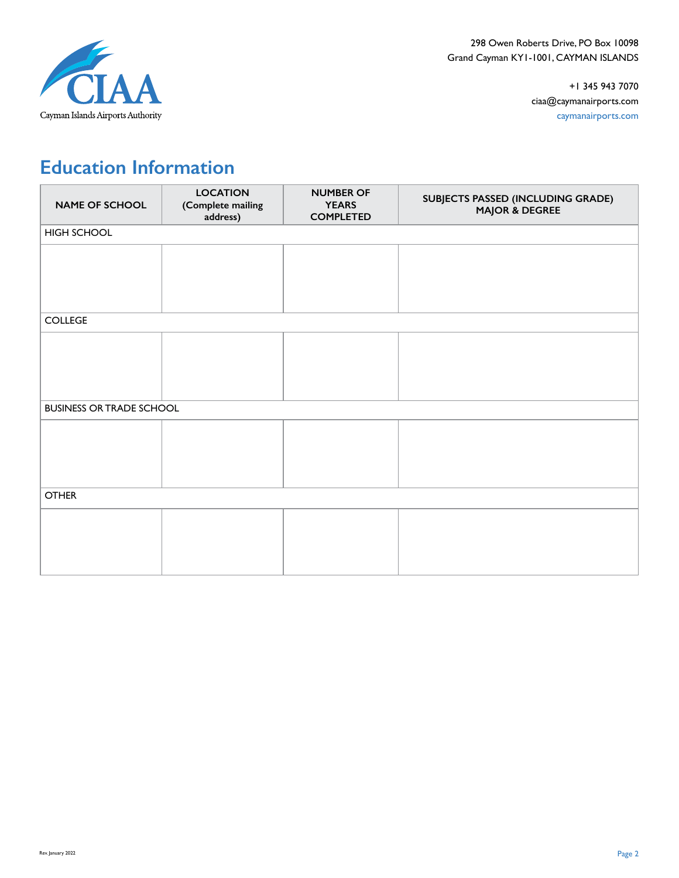298 Owen Roberts Drive, PO Box 10098
Grand Cayman KY1-1001, CAYMAN ISLANDS

+1 345 943 7070
ciaa@caymanairports.com
caymanairports.com

## Education Information

| NAME OF SCHOOL | LOCATION (Complete mailing address) | NUMBER OF YEARS COMPLETED | SUBJECTS PASSED (INCLUDING GRADE) MAJOR & DEGREE |
|---|---|---|---|
| HIGH SCHOOL | | | |
| | | | |
| COLLEGE | | | |
| | | | |
| BUSINESS OR TRADE SCHOOL | | | |
| | | | |
| OTHER | | | |
| | | | |

Rev. January 2022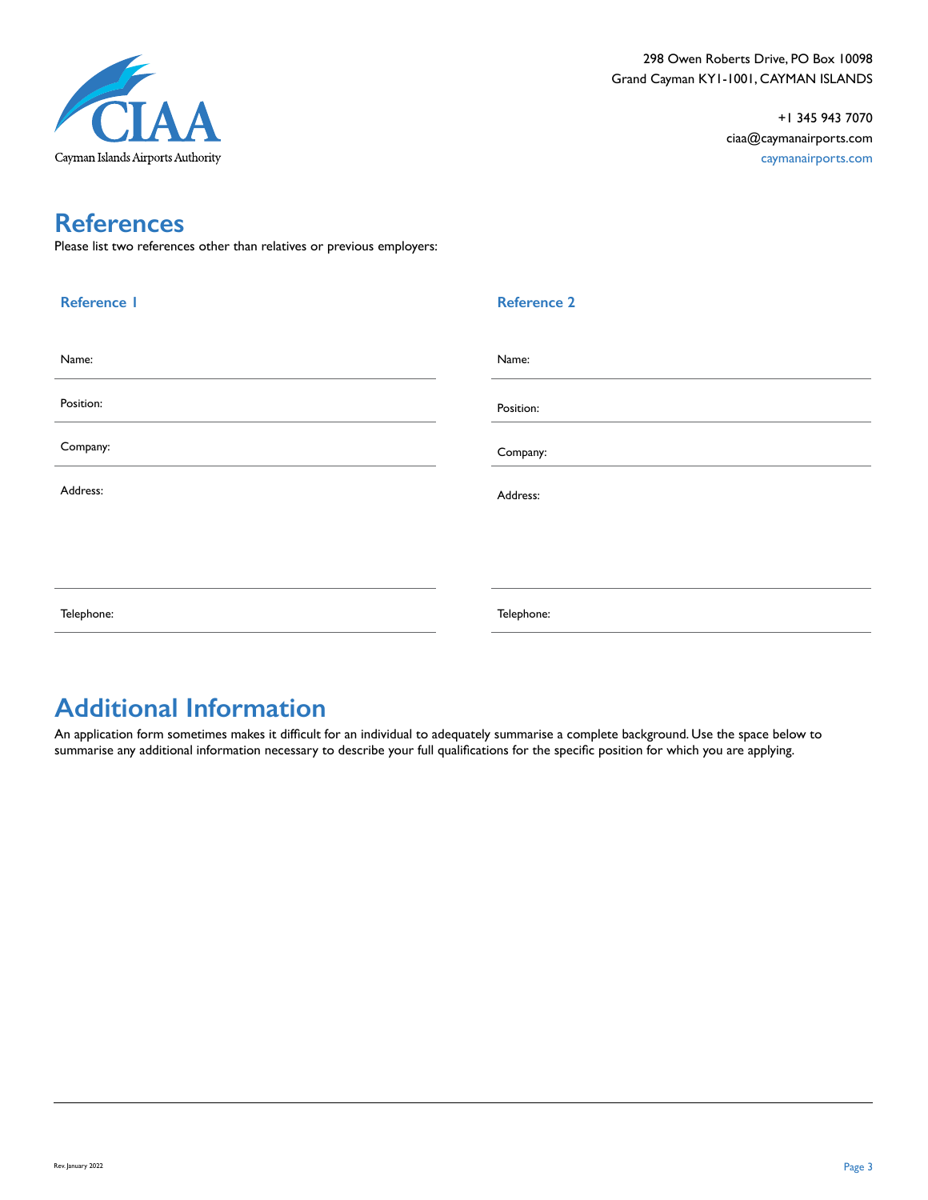298 Owen Roberts Drive, PO Box 10098
Grand Cayman KY1-1001, CAYMAN ISLANDS

+1 345 943 7070
ciaa@caymanairports.com
caymanairports.com

# References

Please list two references other than relatives or previous employers:

| Reference 1 | Reference 2 |
| --- | --- |
| Name: | Name: |
| Position: | Position: |
| Company: | Company: |
| Address: | Address: |
| Telephone: | Telephone: |

# Additional Information

An application form sometimes makes it difficult for an individual to adequately summarise a complete background. Use the space below to summarise any additional information necessary to describe your full qualifications for the specific position for which you are applying.

Rev. January 2022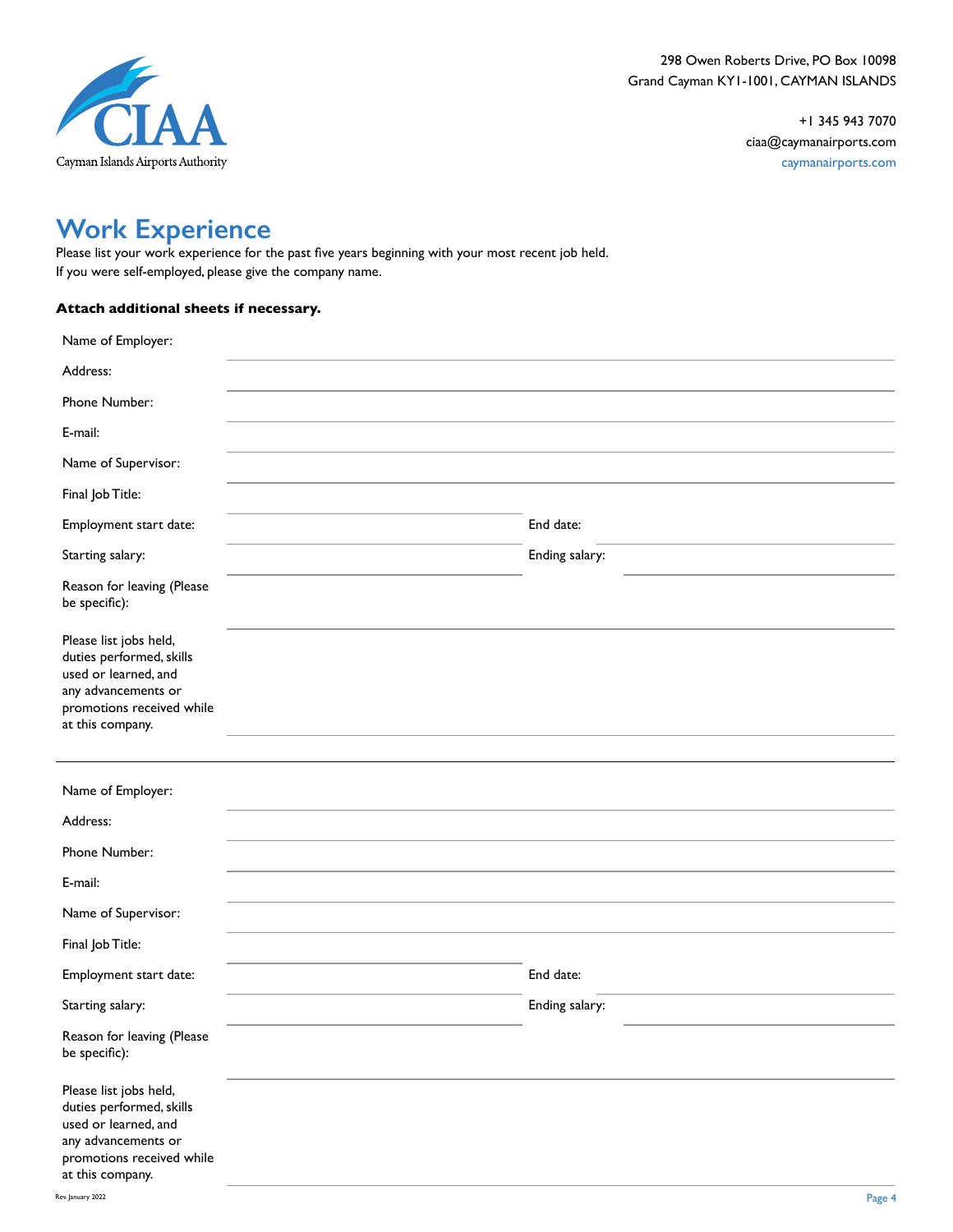CIAA
Cayman Islands Airports Authority

298 Owen Roberts Drive, PO Box 10098
Grand Cayman KY1-1001, CAYMAN ISLANDS

+1 345 943 7070
ciaa@caymanairports.com
caymanairports.com

# Work Experience

Please list your work experience for the past five years beginning with your most recent job held.
If you were self-employed, please give the company name.

**Attach additional sheets if necessary.**

Name of Employer: ______________________________

Address: ______________________________

Phone Number: ______________________________

E-mail: ______________________________

Name of Supervisor: ______________________________

Final Job Title: ______________________________

Employment start date: ______________ End date: ______________

Starting salary: ______________ Ending salary: ______________

Reason for leaving (Please be specific): ______________________________

Please list jobs held, duties performed, skills used or learned, and any advancements or promotions received while at this company. ______________________________

---

Name of Employer: ______________________________

Address: ______________________________

Phone Number: ______________________________

E-mail: ______________________________

Name of Supervisor: ______________________________

Final Job Title: ______________________________

Employment start date: ______________ End date: ______________

Starting salary: ______________ Ending salary: ______________

Reason for leaving (Please be specific): ______________________________

Please list jobs held, duties performed, skills used or learned, and any advancements or promotions received while at this company. ______________________________

Rev. January 2022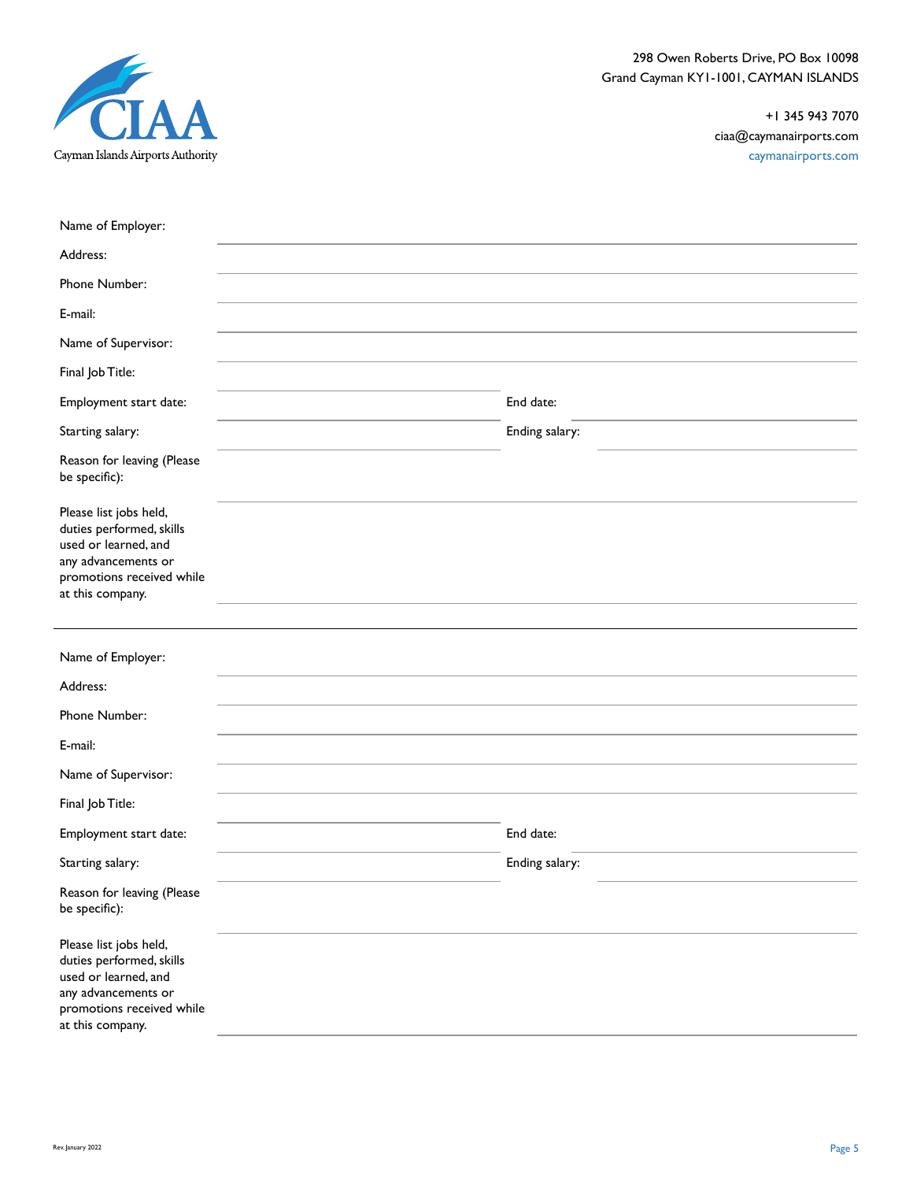298 Owen Roberts Drive, PO Box 10098
Grand Cayman KY1-1001, CAYMAN ISLANDS

+1 345 943 7070
ciaa@caymanairports.com
caymanairports.com

Name of Employer:

Address:

Phone Number:

E-mail:

Name of Supervisor:

Final Job Title:

| Employment start date: | | End date: | |
|---|---|---|---|
| Starting salary: | | Ending salary: | |

Reason for leaving (Please be specific):

Please list jobs held, duties performed, skills used or learned, and any advancements or promotions received while at this company.

---

Name of Employer:

Address:

Phone Number:

E-mail:

Name of Supervisor:

Final Job Title:

| Employment start date: | | End date: | |
|---|---|---|---|
| Starting salary: | | Ending salary: | |

Reason for leaving (Please be specific):

Please list jobs held, duties performed, skills used or learned, and any advancements or promotions received while at this company.

Rev. January 2022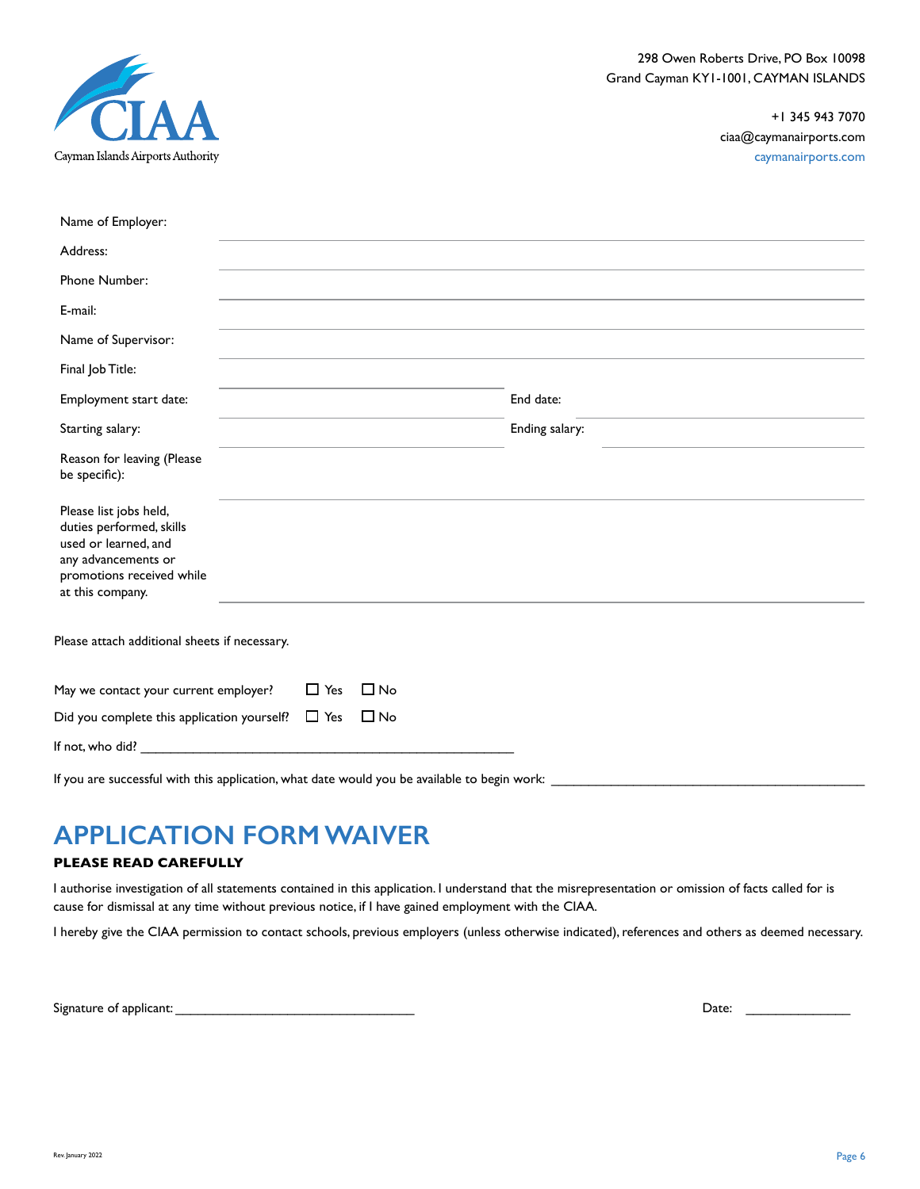Cayman Islands Airports Authority

298 Owen Roberts Drive, PO Box 10098
Grand Cayman KY1-1001, CAYMAN ISLANDS

+1 345 943 7070
ciaa@caymanairports.com
caymanairports.com

| | | | |
|---|---|---|---|
| Name of Employer: | | | |
| Address: | | | |
| Phone Number: | | | |
| E-mail: | | | |
| Name of Supervisor: | | | |
| Final Job Title: | | | |
| Employment start date: | | End date: | |
| Starting salary: | | Ending salary: | |
| Reason for leaving (Please be specific): | | | |
| Please list jobs held, duties performed, skills used or learned, and any advancements or promotions received while at this company. | | | |

Please attach additional sheets if necessary.

May we contact your current employer? ☐ Yes ☐ No

Did you complete this application yourself? ☐ Yes ☐ No

If not, who did? ______________________________________________________

If you are successful with this application, what date would you be available to begin work: ____________________________________________

## APPLICATION FORM WAIVER

**PLEASE READ CAREFULLY**

I authorise investigation of all statements contained in this application. I understand that the misrepresentation or omission of facts called for is cause for dismissal at any time without previous notice, if I have gained employment with the CIAA.

I hereby give the CIAA permission to contact schools, previous employers (unless otherwise indicated), references and others as deemed necessary.

Signature of applicant: __________________________________ Date: _______________

Rev. January 2022